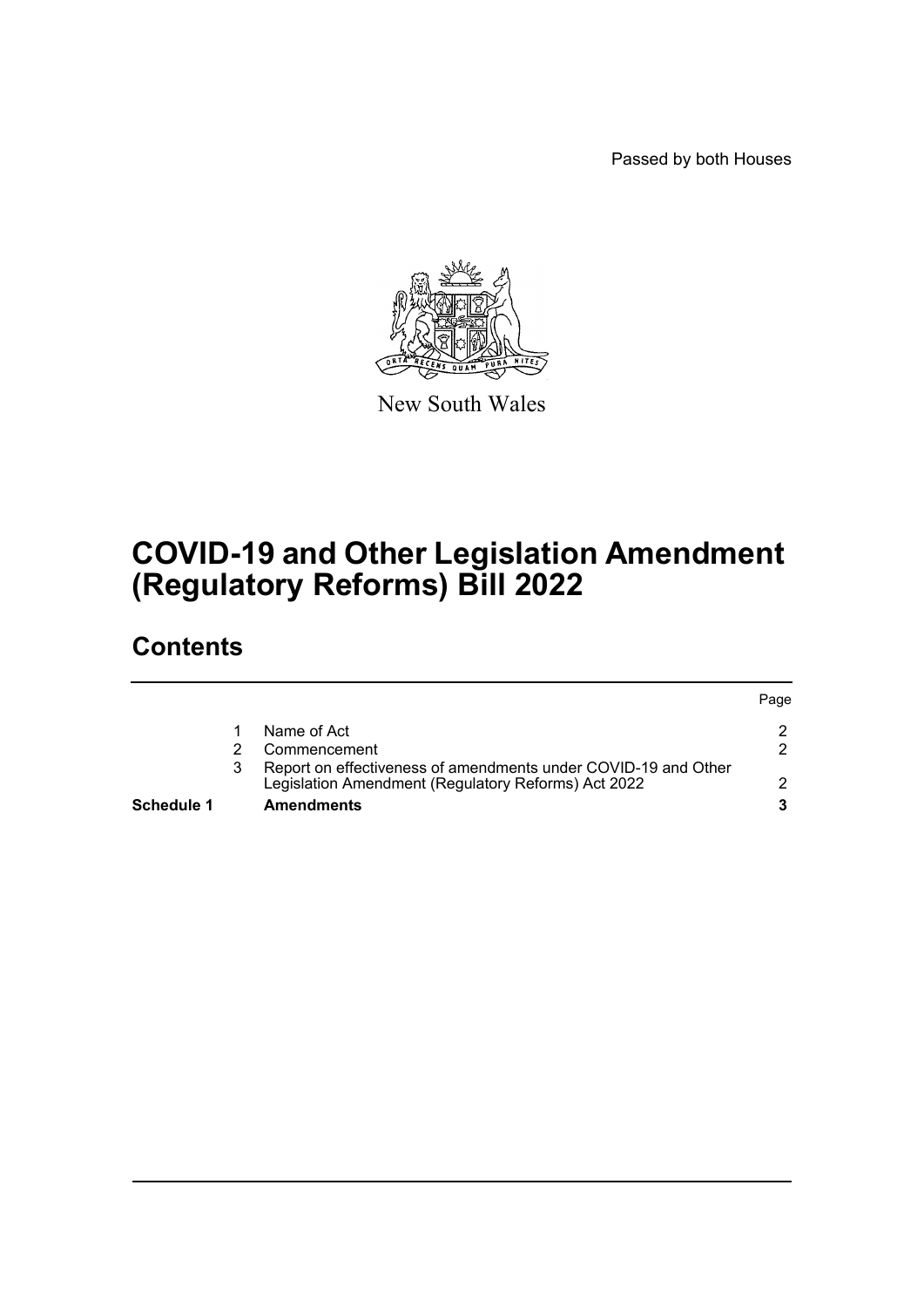Passed by both Houses

New South Wales

# COVID-19 and Other Legislation Amendment (Regulatory Reforms) Bill 2022

## Contents

| | | | Page |
|---|---|---|---|
| | 1 | Name of Act | 2 |
| | 2 | Commencement | 2 |
| | 3 | Report on effectiveness of amendments under COVID-19 and Other Legislation Amendment (Regulatory Reforms) Act 2022 | 2 |
| **Schedule 1** | | **Amendments** | **3** |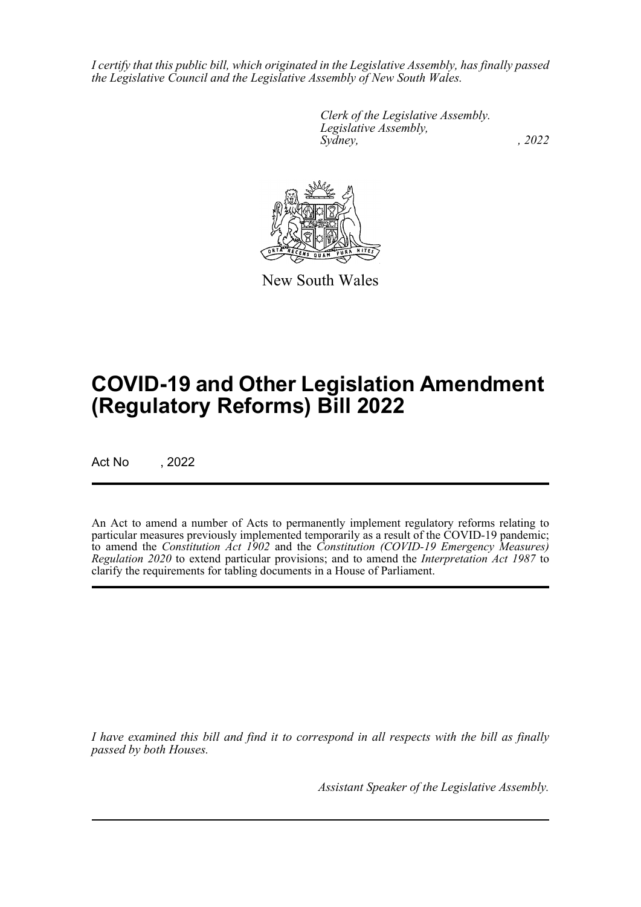*I certify that this public bill, which originated in the Legislative Assembly, has finally passed the Legislative Council and the Legislative Assembly of New South Wales.*

*Clerk of the Legislative Assembly.*
*Legislative Assembly,*
*Sydney, , 2022*

New South Wales

# COVID-19 and Other Legislation Amendment (Regulatory Reforms) Bill 2022

Act No , 2022

An Act to amend a number of Acts to permanently implement regulatory reforms relating to particular measures previously implemented temporarily as a result of the COVID-19 pandemic; to amend the *Constitution Act 1902* and the *Constitution (COVID-19 Emergency Measures) Regulation 2020* to extend particular provisions; and to amend the *Interpretation Act 1987* to clarify the requirements for tabling documents in a House of Parliament.

*I have examined this bill and find it to correspond in all respects with the bill as finally passed by both Houses.*

*Assistant Speaker of the Legislative Assembly.*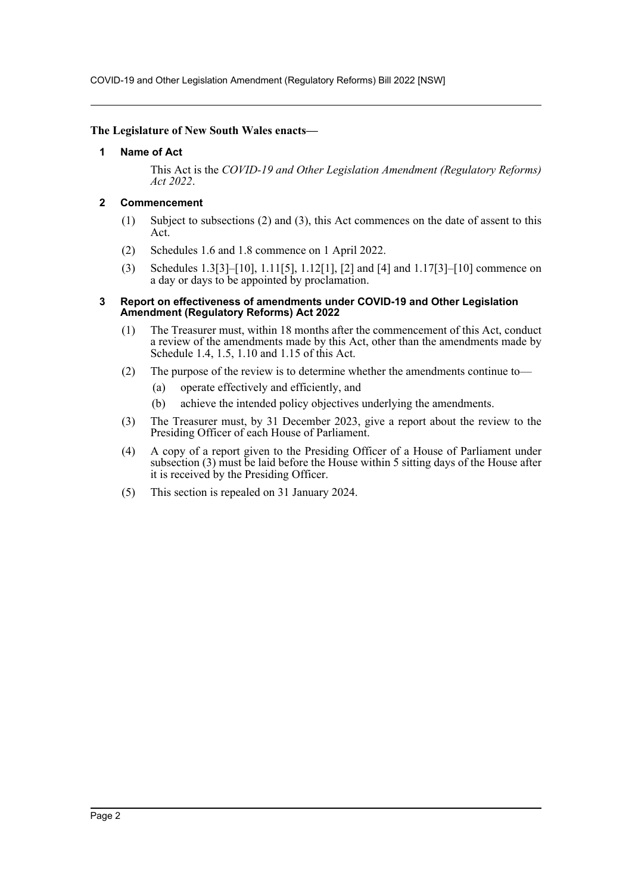**The Legislature of New South Wales enacts—**

## 1 Name of Act

This Act is the *COVID-19 and Other Legislation Amendment (Regulatory Reforms) Act 2022*.

## 2 Commencement

(1) Subject to subsections (2) and (3), this Act commences on the date of assent to this Act.

(2) Schedules 1.6 and 1.8 commence on 1 April 2022.

(3) Schedules 1.3[3]–[10], 1.11[5], 1.12[1], [2] and [4] and 1.17[3]–[10] commence on a day or days to be appointed by proclamation.

## 3 Report on effectiveness of amendments under COVID-19 and Other Legislation Amendment (Regulatory Reforms) Act 2022

(1) The Treasurer must, within 18 months after the commencement of this Act, conduct a review of the amendments made by this Act, other than the amendments made by Schedule 1.4, 1.5, 1.10 and 1.15 of this Act.

(2) The purpose of the review is to determine whether the amendments continue to—

(a) operate effectively and efficiently, and

(b) achieve the intended policy objectives underlying the amendments.

(3) The Treasurer must, by 31 December 2023, give a report about the review to the Presiding Officer of each House of Parliament.

(4) A copy of a report given to the Presiding Officer of a House of Parliament under subsection (3) must be laid before the House within 5 sitting days of the House after it is received by the Presiding Officer.

(5) This section is repealed on 31 January 2024.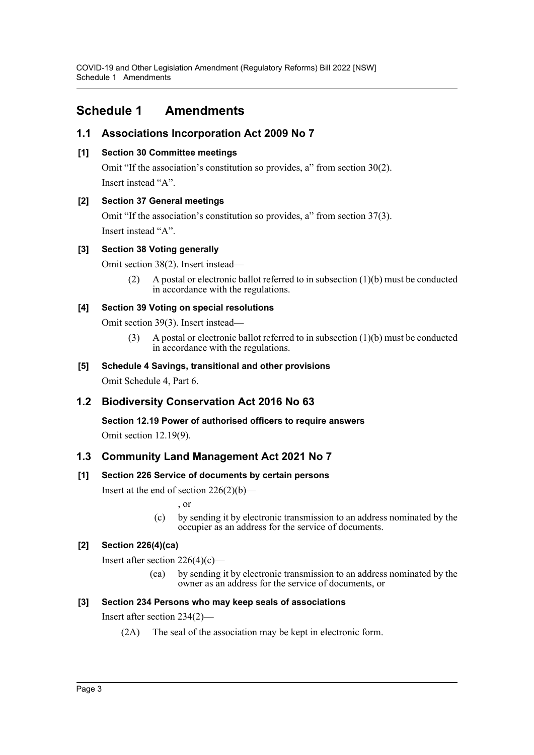# Schedule 1 Amendments

## 1.1 Associations Incorporation Act 2009 No 7

### [1] Section 30 Committee meetings

Omit "If the association's constitution so provides, a" from section 30(2).

Insert instead "A".

### [2] Section 37 General meetings

Omit "If the association's constitution so provides, a" from section 37(3).

Insert instead "A".

### [3] Section 38 Voting generally

Omit section 38(2). Insert instead—

> (2) A postal or electronic ballot referred to in subsection (1)(b) must be conducted in accordance with the regulations.

### [4] Section 39 Voting on special resolutions

Omit section 39(3). Insert instead—

> (3) A postal or electronic ballot referred to in subsection (1)(b) must be conducted in accordance with the regulations.

### [5] Schedule 4 Savings, transitional and other provisions

Omit Schedule 4, Part 6.

## 1.2 Biodiversity Conservation Act 2016 No 63

### Section 12.19 Power of authorised officers to require answers

Omit section 12.19(9).

## 1.3 Community Land Management Act 2021 No 7

### [1] Section 226 Service of documents by certain persons

Insert at the end of section 226(2)(b)—

> , or
>
> (c) by sending it by electronic transmission to an address nominated by the occupier as an address for the service of documents.

### [2] Section 226(4)(ca)

Insert after section 226(4)(c)—

> (ca) by sending it by electronic transmission to an address nominated by the owner as an address for the service of documents, or

### [3] Section 234 Persons who may keep seals of associations

Insert after section 234(2)—

> (2A) The seal of the association may be kept in electronic form.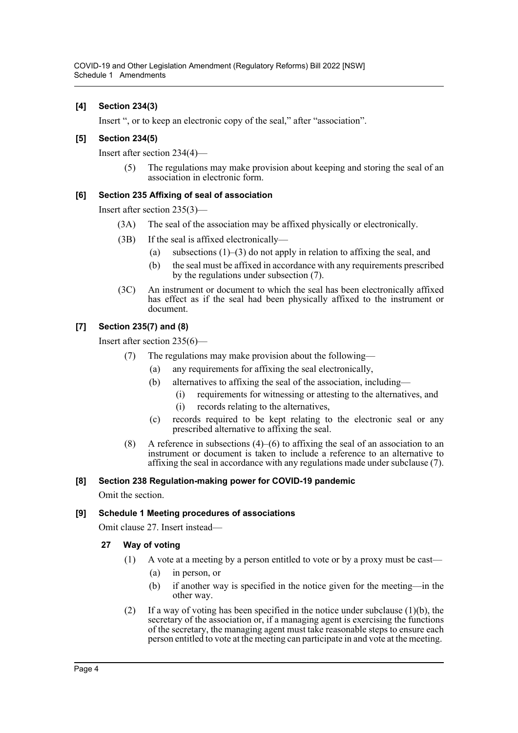**[4] Section 234(3)**

Insert ", or to keep an electronic copy of the seal," after "association".

**[5] Section 234(5)**

Insert after section 234(4)—

(5) The regulations may make provision about keeping and storing the seal of an association in electronic form.

**[6] Section 235 Affixing of seal of association**

Insert after section 235(3)—

(3A) The seal of the association may be affixed physically or electronically.

(3B) If the seal is affixed electronically—

(a) subsections (1)–(3) do not apply in relation to affixing the seal, and

(b) the seal must be affixed in accordance with any requirements prescribed by the regulations under subsection (7).

(3C) An instrument or document to which the seal has been electronically affixed has effect as if the seal had been physically affixed to the instrument or document.

**[7] Section 235(7) and (8)**

Insert after section 235(6)—

(7) The regulations may make provision about the following—

(a) any requirements for affixing the seal electronically,

(b) alternatives to affixing the seal of the association, including—

(i) requirements for witnessing or attesting to the alternatives, and

(i) records relating to the alternatives,

(c) records required to be kept relating to the electronic seal or any prescribed alternative to affixing the seal.

(8) A reference in subsections (4)–(6) to affixing the seal of an association to an instrument or document is taken to include a reference to an alternative to affixing the seal in accordance with any regulations made under subclause (7).

**[8] Section 238 Regulation-making power for COVID-19 pandemic**

Omit the section.

**[9] Schedule 1 Meeting procedures of associations**

Omit clause 27. Insert instead—

**27 Way of voting**

(1) A vote at a meeting by a person entitled to vote or by a proxy must be cast—

(a) in person, or

(b) if another way is specified in the notice given for the meeting—in the other way.

(2) If a way of voting has been specified in the notice under subclause (1)(b), the secretary of the association or, if a managing agent is exercising the functions of the secretary, the managing agent must take reasonable steps to ensure each person entitled to vote at the meeting can participate in and vote at the meeting.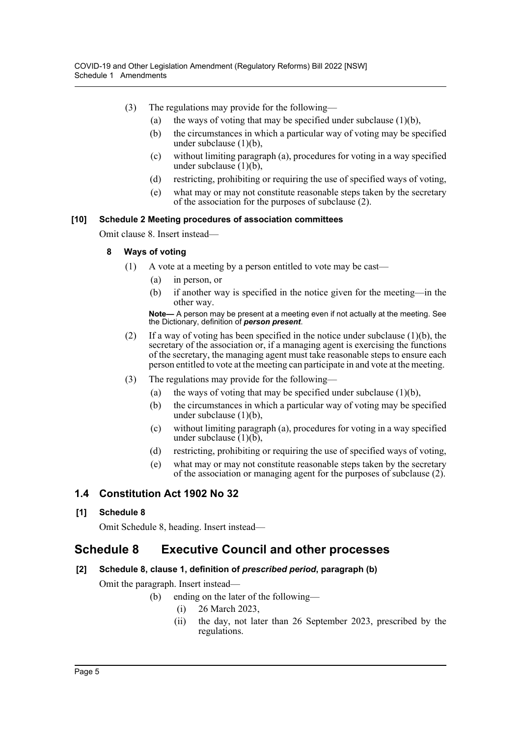(3) The regulations may provide for the following—

(a) the ways of voting that may be specified under subclause (1)(b),

(b) the circumstances in which a particular way of voting may be specified under subclause (1)(b),

(c) without limiting paragraph (a), procedures for voting in a way specified under subclause (1)(b),

(d) restricting, prohibiting or requiring the use of specified ways of voting,

(e) what may or may not constitute reasonable steps taken by the secretary of the association for the purposes of subclause (2).

**[10] Schedule 2 Meeting procedures of association committees**

Omit clause 8. Insert instead—

**8 Ways of voting**

(1) A vote at a meeting by a person entitled to vote may be cast—

(a) in person, or

(b) if another way is specified in the notice given for the meeting—in the other way.

**Note—** A person may be present at a meeting even if not actually at the meeting. See the Dictionary, definition of ***person present***.

(2) If a way of voting has been specified in the notice under subclause (1)(b), the secretary of the association or, if a managing agent is exercising the functions of the secretary, the managing agent must take reasonable steps to ensure each person entitled to vote at the meeting can participate in and vote at the meeting.

(3) The regulations may provide for the following—

(a) the ways of voting that may be specified under subclause (1)(b),

(b) the circumstances in which a particular way of voting may be specified under subclause (1)(b),

(c) without limiting paragraph (a), procedures for voting in a way specified under subclause (1)(b),

(d) restricting, prohibiting or requiring the use of specified ways of voting,

(e) what may or may not constitute reasonable steps taken by the secretary of the association or managing agent for the purposes of subclause (2).

## 1.4 Constitution Act 1902 No 32

**[1] Schedule 8**

Omit Schedule 8, heading. Insert instead—

# Schedule 8 Executive Council and other processes

**[2] Schedule 8, clause 1, definition of *prescribed period*, paragraph (b)**

Omit the paragraph. Insert instead—

(b) ending on the later of the following—

(i) 26 March 2023,

(ii) the day, not later than 26 September 2023, prescribed by the regulations.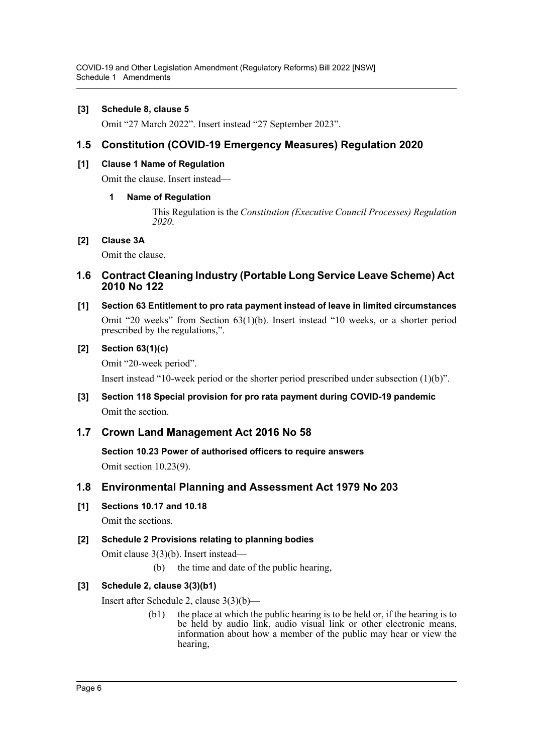**[3] Schedule 8, clause 5**

Omit "27 March 2022". Insert instead "27 September 2023".

## 1.5 Constitution (COVID-19 Emergency Measures) Regulation 2020

**[1] Clause 1 Name of Regulation**

Omit the clause. Insert instead—

**1 Name of Regulation**

This Regulation is the *Constitution (Executive Council Processes) Regulation 2020*.

**[2] Clause 3A**

Omit the clause.

## 1.6 Contract Cleaning Industry (Portable Long Service Leave Scheme) Act 2010 No 122

**[1] Section 63 Entitlement to pro rata payment instead of leave in limited circumstances**

Omit "20 weeks" from Section 63(1)(b). Insert instead "10 weeks, or a shorter period prescribed by the regulations,".

**[2] Section 63(1)(c)**

Omit "20-week period".

Insert instead "10-week period or the shorter period prescribed under subsection (1)(b)".

**[3] Section 118 Special provision for pro rata payment during COVID-19 pandemic**

Omit the section.

## 1.7 Crown Land Management Act 2016 No 58

**Section 10.23 Power of authorised officers to require answers**

Omit section 10.23(9).

## 1.8 Environmental Planning and Assessment Act 1979 No 203

**[1] Sections 10.17 and 10.18**

Omit the sections.

**[2] Schedule 2 Provisions relating to planning bodies**

Omit clause 3(3)(b). Insert instead—

(b) the time and date of the public hearing,

**[3] Schedule 2, clause 3(3)(b1)**

Insert after Schedule 2, clause 3(3)(b)—

(b1) the place at which the public hearing is to be held or, if the hearing is to be held by audio link, audio visual link or other electronic means, information about how a member of the public may hear or view the hearing,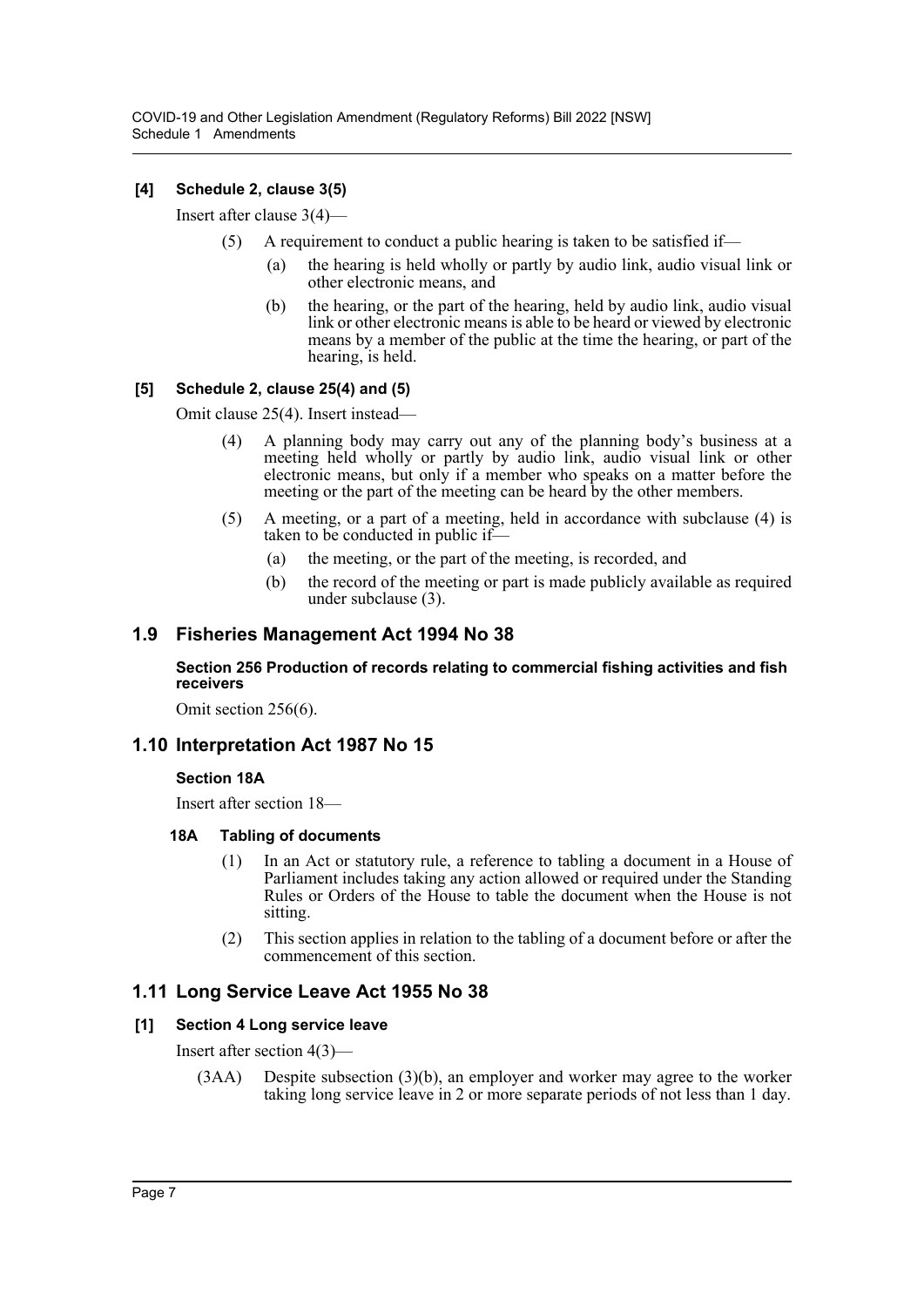#### [4] Schedule 2, clause 3(5)

Insert after clause 3(4)—

(5) A requirement to conduct a public hearing is taken to be satisfied if—

(a) the hearing is held wholly or partly by audio link, audio visual link or other electronic means, and

(b) the hearing, or the part of the hearing, held by audio link, audio visual link or other electronic means is able to be heard or viewed by electronic means by a member of the public at the time the hearing, or part of the hearing, is held.

#### [5] Schedule 2, clause 25(4) and (5)

Omit clause 25(4). Insert instead—

(4) A planning body may carry out any of the planning body's business at a meeting held wholly or partly by audio link, audio visual link or other electronic means, but only if a member who speaks on a matter before the meeting or the part of the meeting can be heard by the other members.

(5) A meeting, or a part of a meeting, held in accordance with subclause (4) is taken to be conducted in public if—

(a) the meeting, or the part of the meeting, is recorded, and

(b) the record of the meeting or part is made publicly available as required under subclause (3).

## 1.9 Fisheries Management Act 1994 No 38

#### Section 256 Production of records relating to commercial fishing activities and fish receivers

Omit section 256(6).

## 1.10 Interpretation Act 1987 No 15

#### Section 18A

Insert after section 18—

#### 18A Tabling of documents

(1) In an Act or statutory rule, a reference to tabling a document in a House of Parliament includes taking any action allowed or required under the Standing Rules or Orders of the House to table the document when the House is not sitting.

(2) This section applies in relation to the tabling of a document before or after the commencement of this section.

## 1.11 Long Service Leave Act 1955 No 38

#### [1] Section 4 Long service leave

Insert after section 4(3)—

(3AA) Despite subsection (3)(b), an employer and worker may agree to the worker taking long service leave in 2 or more separate periods of not less than 1 day.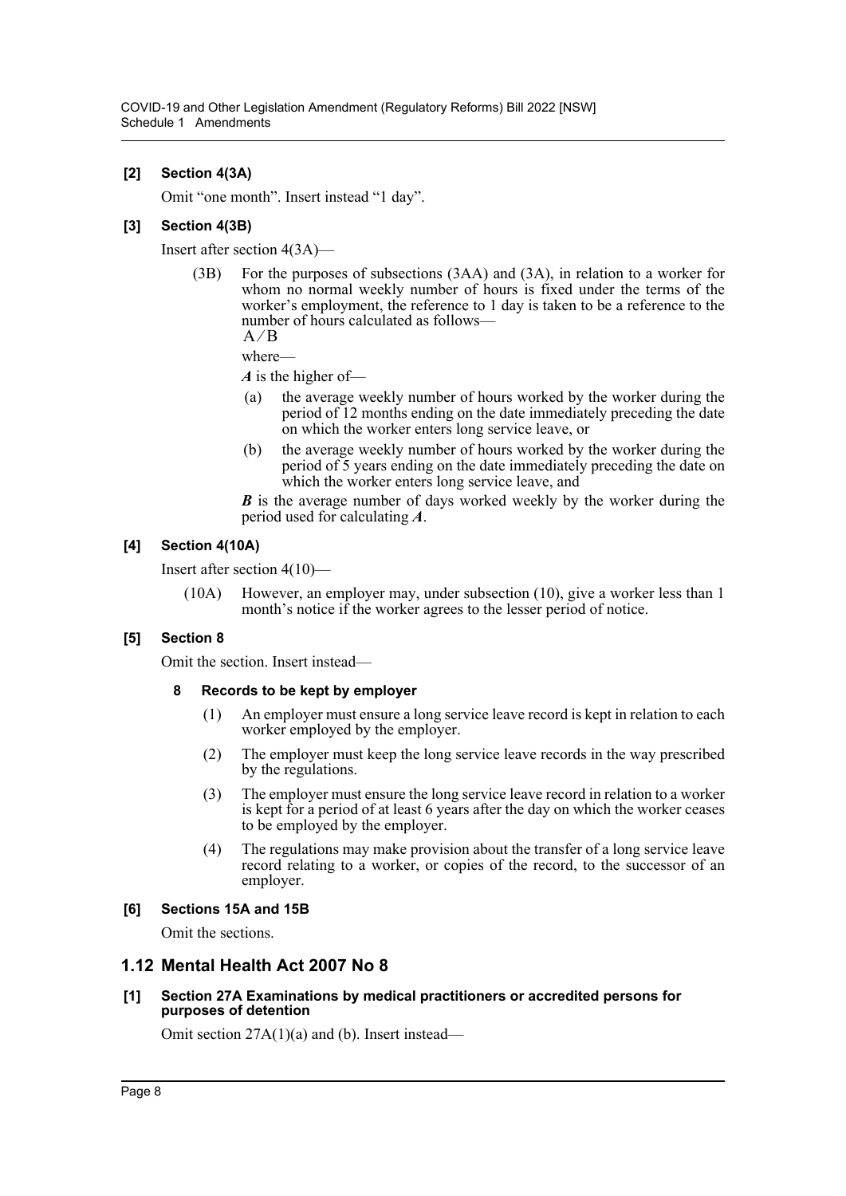**[2] Section 4(3A)**

Omit "one month". Insert instead "1 day".

**[3] Section 4(3B)**

Insert after section 4(3A)—

(3B) For the purposes of subsections (3AA) and (3A), in relation to a worker for whom no normal weekly number of hours is fixed under the terms of the worker's employment, the reference to 1 day is taken to be a reference to the number of hours calculated as follows—

$$A / B$$

where—

***A*** is the higher of—

(a) the average weekly number of hours worked by the worker during the period of 12 months ending on the date immediately preceding the date on which the worker enters long service leave, or

(b) the average weekly number of hours worked by the worker during the period of 5 years ending on the date immediately preceding the date on which the worker enters long service leave, and

***B*** is the average number of days worked weekly by the worker during the period used for calculating ***A***.

**[4] Section 4(10A)**

Insert after section 4(10)—

(10A) However, an employer may, under subsection (10), give a worker less than 1 month's notice if the worker agrees to the lesser period of notice.

**[5] Section 8**

Omit the section. Insert instead—

**8 Records to be kept by employer**

(1) An employer must ensure a long service leave record is kept in relation to each worker employed by the employer.

(2) The employer must keep the long service leave records in the way prescribed by the regulations.

(3) The employer must ensure the long service leave record in relation to a worker is kept for a period of at least 6 years after the day on which the worker ceases to be employed by the employer.

(4) The regulations may make provision about the transfer of a long service leave record relating to a worker, or copies of the record, to the successor of an employer.

**[6] Sections 15A and 15B**

Omit the sections.

## 1.12 Mental Health Act 2007 No 8

**[1] Section 27A Examinations by medical practitioners or accredited persons for purposes of detention**

Omit section 27A(1)(a) and (b). Insert instead—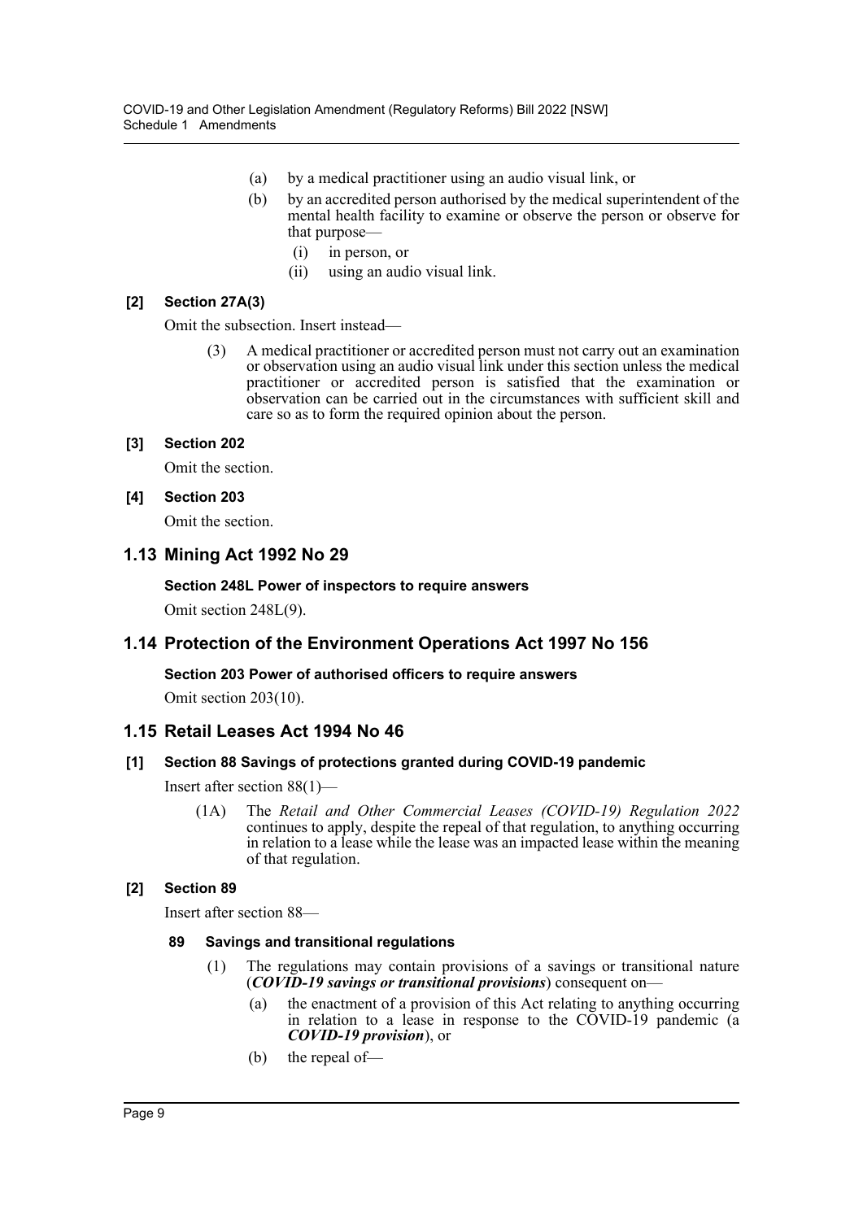(a) by a medical practitioner using an audio visual link, or

(b) by an accredited person authorised by the medical superintendent of the mental health facility to examine or observe the person or observe for that purpose—

(i) in person, or

(ii) using an audio visual link.

**[2] Section 27A(3)**

Omit the subsection. Insert instead—

(3) A medical practitioner or accredited person must not carry out an examination or observation using an audio visual link under this section unless the medical practitioner or accredited person is satisfied that the examination or observation can be carried out in the circumstances with sufficient skill and care so as to form the required opinion about the person.

**[3] Section 202**

Omit the section.

**[4] Section 203**

Omit the section.

## 1.13 Mining Act 1992 No 29

**Section 248L Power of inspectors to require answers**

Omit section 248L(9).

## 1.14 Protection of the Environment Operations Act 1997 No 156

**Section 203 Power of authorised officers to require answers**

Omit section 203(10).

## 1.15 Retail Leases Act 1994 No 46

**[1] Section 88 Savings of protections granted during COVID-19 pandemic**

Insert after section 88(1)—

(1A) The *Retail and Other Commercial Leases (COVID-19) Regulation 2022* continues to apply, despite the repeal of that regulation, to anything occurring in relation to a lease while the lease was an impacted lease within the meaning of that regulation.

**[2] Section 89**

Insert after section 88—

**89 Savings and transitional regulations**

(1) The regulations may contain provisions of a savings or transitional nature (***COVID-19 savings or transitional provisions***) consequent on—

(a) the enactment of a provision of this Act relating to anything occurring in relation to a lease in response to the COVID-19 pandemic (a ***COVID-19 provision***), or

(b) the repeal of—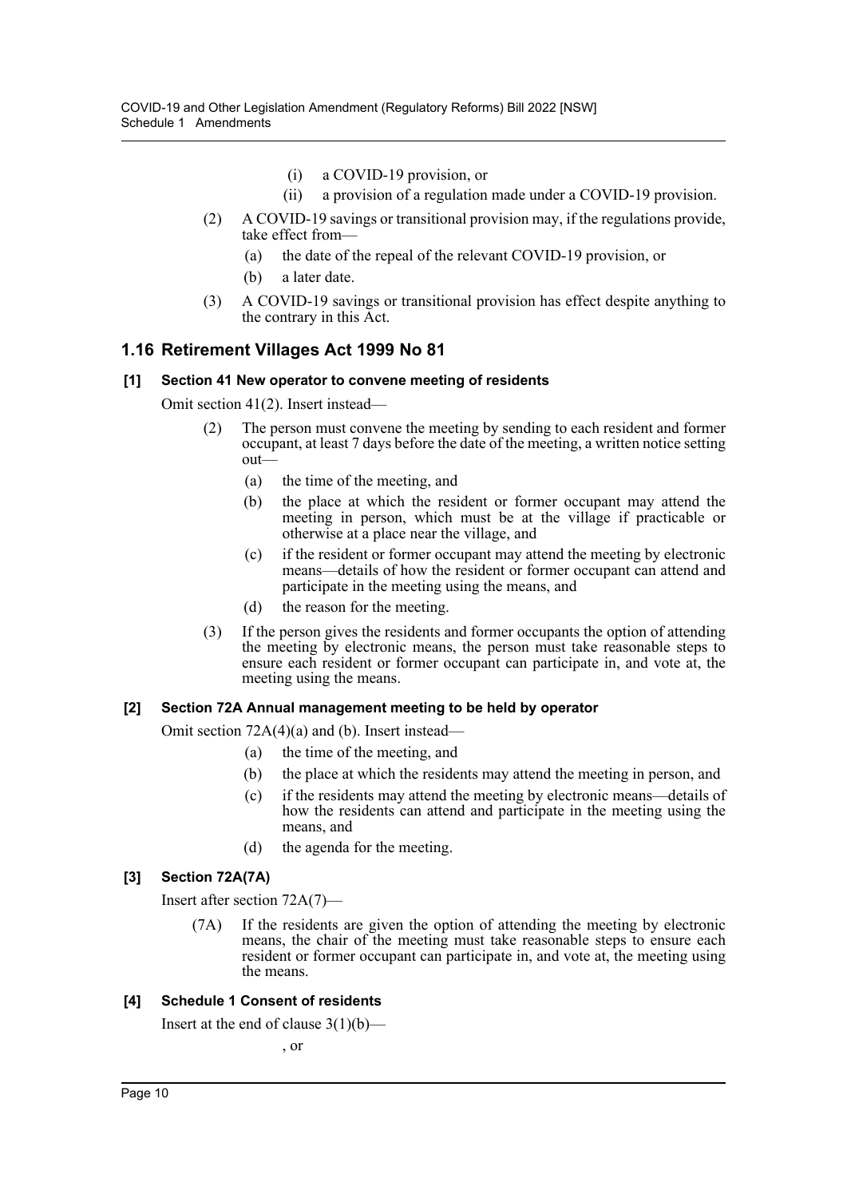(i) a COVID-19 provision, or

(ii) a provision of a regulation made under a COVID-19 provision.

(2) A COVID-19 savings or transitional provision may, if the regulations provide, take effect from—

(a) the date of the repeal of the relevant COVID-19 provision, or

(b) a later date.

(3) A COVID-19 savings or transitional provision has effect despite anything to the contrary in this Act.

## 1.16 Retirement Villages Act 1999 No 81

### [1] Section 41 New operator to convene meeting of residents

Omit section 41(2). Insert instead—

(2) The person must convene the meeting by sending to each resident and former occupant, at least 7 days before the date of the meeting, a written notice setting out—

(a) the time of the meeting, and

(b) the place at which the resident or former occupant may attend the meeting in person, which must be at the village if practicable or otherwise at a place near the village, and

(c) if the resident or former occupant may attend the meeting by electronic means—details of how the resident or former occupant can attend and participate in the meeting using the means, and

(d) the reason for the meeting.

(3) If the person gives the residents and former occupants the option of attending the meeting by electronic means, the person must take reasonable steps to ensure each resident or former occupant can participate in, and vote at, the meeting using the means.

### [2] Section 72A Annual management meeting to be held by operator

Omit section 72A(4)(a) and (b). Insert instead—

(a) the time of the meeting, and

(b) the place at which the residents may attend the meeting in person, and

(c) if the residents may attend the meeting by electronic means—details of how the residents can attend and participate in the meeting using the means, and

(d) the agenda for the meeting.

### [3] Section 72A(7A)

Insert after section 72A(7)—

(7A) If the residents are given the option of attending the meeting by electronic means, the chair of the meeting must take reasonable steps to ensure each resident or former occupant can participate in, and vote at, the meeting using the means.

### [4] Schedule 1 Consent of residents

Insert at the end of clause 3(1)(b)—

, or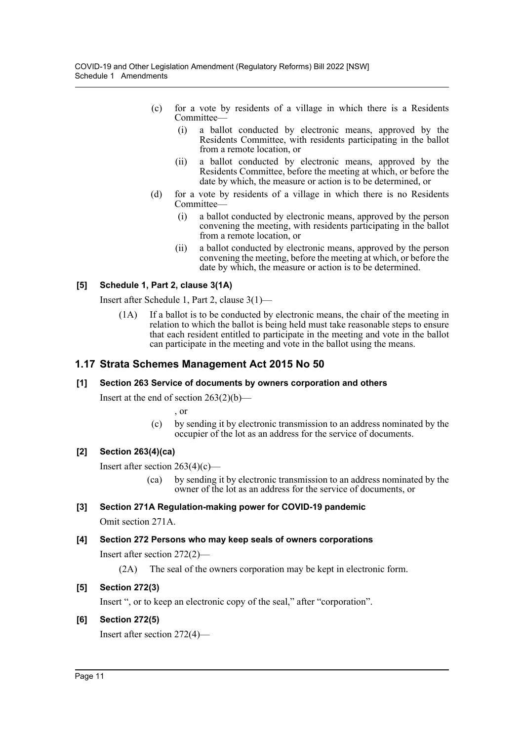(c) for a vote by residents of a village in which there is a Residents Committee—

(i) a ballot conducted by electronic means, approved by the Residents Committee, with residents participating in the ballot from a remote location, or

(ii) a ballot conducted by electronic means, approved by the Residents Committee, before the meeting at which, or before the date by which, the measure or action is to be determined, or

(d) for a vote by residents of a village in which there is no Residents Committee—

(i) a ballot conducted by electronic means, approved by the person convening the meeting, with residents participating in the ballot from a remote location, or

(ii) a ballot conducted by electronic means, approved by the person convening the meeting, before the meeting at which, or before the date by which, the measure or action is to be determined.

**[5] Schedule 1, Part 2, clause 3(1A)**

Insert after Schedule 1, Part 2, clause 3(1)—

(1A) If a ballot is to be conducted by electronic means, the chair of the meeting in relation to which the ballot is being held must take reasonable steps to ensure that each resident entitled to participate in the meeting and vote in the ballot can participate in the meeting and vote in the ballot using the means.

## 1.17 Strata Schemes Management Act 2015 No 50

**[1] Section 263 Service of documents by owners corporation and others**

Insert at the end of section 263(2)(b)—

, or

(c) by sending it by electronic transmission to an address nominated by the occupier of the lot as an address for the service of documents.

**[2] Section 263(4)(ca)**

Insert after section 263(4)(c)—

(ca) by sending it by electronic transmission to an address nominated by the owner of the lot as an address for the service of documents, or

**[3] Section 271A Regulation-making power for COVID-19 pandemic**

Omit section 271A.

**[4] Section 272 Persons who may keep seals of owners corporations**

Insert after section 272(2)—

(2A) The seal of the owners corporation may be kept in electronic form.

**[5] Section 272(3)**

Insert ", or to keep an electronic copy of the seal," after "corporation".

**[6] Section 272(5)**

Insert after section 272(4)—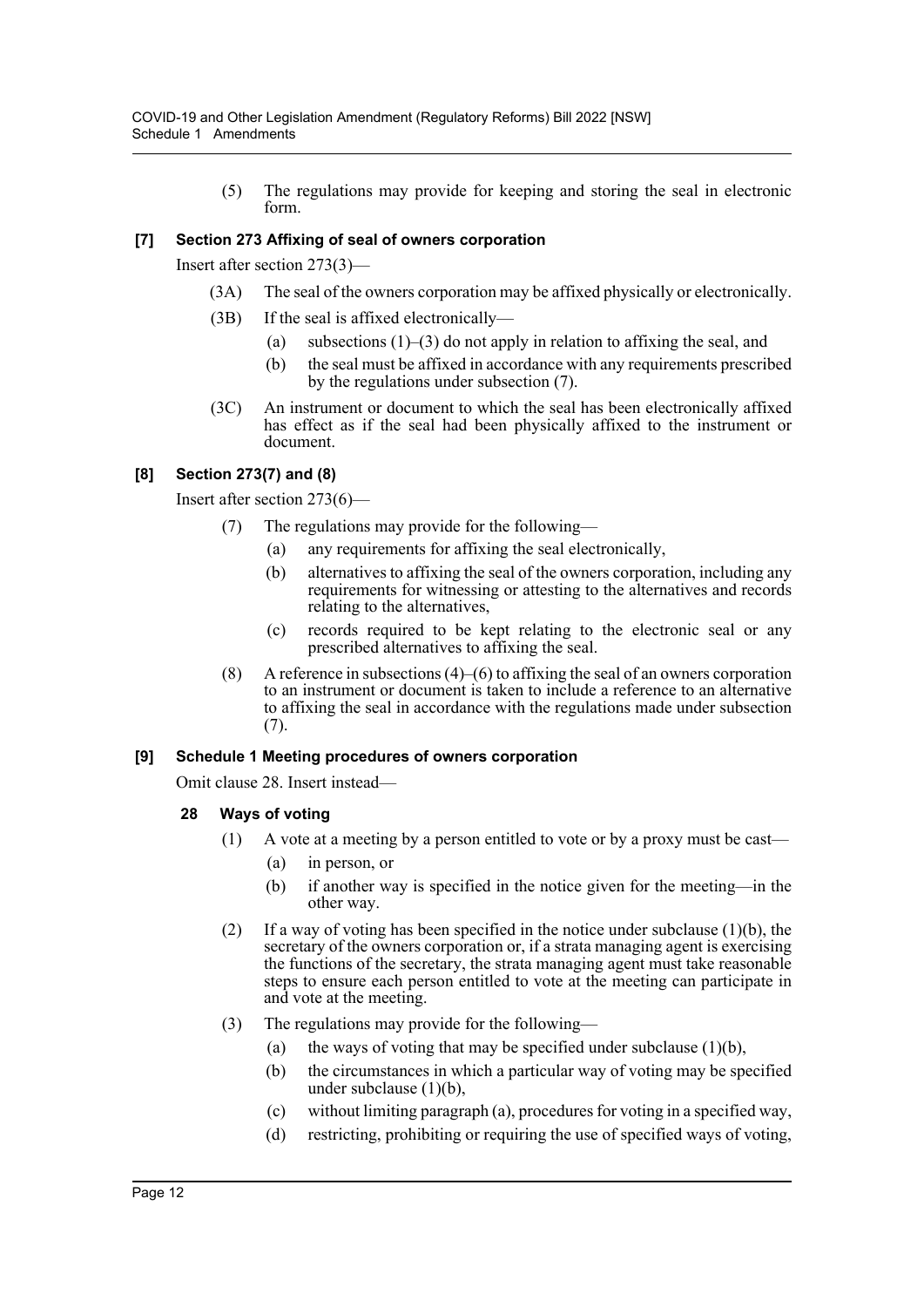(5) The regulations may provide for keeping and storing the seal in electronic form.

### [7] Section 273 Affixing of seal of owners corporation

Insert after section 273(3)—

(3A) The seal of the owners corporation may be affixed physically or electronically.

(3B) If the seal is affixed electronically—

(a) subsections (1)–(3) do not apply in relation to affixing the seal, and

(b) the seal must be affixed in accordance with any requirements prescribed by the regulations under subsection (7).

(3C) An instrument or document to which the seal has been electronically affixed has effect as if the seal had been physically affixed to the instrument or document.

### [8] Section 273(7) and (8)

Insert after section 273(6)—

(7) The regulations may provide for the following—

(a) any requirements for affixing the seal electronically,

(b) alternatives to affixing the seal of the owners corporation, including any requirements for witnessing or attesting to the alternatives and records relating to the alternatives,

(c) records required to be kept relating to the electronic seal or any prescribed alternatives to affixing the seal.

(8) A reference in subsections (4)–(6) to affixing the seal of an owners corporation to an instrument or document is taken to include a reference to an alternative to affixing the seal in accordance with the regulations made under subsection (7).

### [9] Schedule 1 Meeting procedures of owners corporation

Omit clause 28. Insert instead—

#### 28 Ways of voting

(1) A vote at a meeting by a person entitled to vote or by a proxy must be cast—

(a) in person, or

(b) if another way is specified in the notice given for the meeting—in the other way.

(2) If a way of voting has been specified in the notice under subclause (1)(b), the secretary of the owners corporation or, if a strata managing agent is exercising the functions of the secretary, the strata managing agent must take reasonable steps to ensure each person entitled to vote at the meeting can participate in and vote at the meeting.

(3) The regulations may provide for the following—

(a) the ways of voting that may be specified under subclause (1)(b),

(b) the circumstances in which a particular way of voting may be specified under subclause (1)(b),

(c) without limiting paragraph (a), procedures for voting in a specified way,

(d) restricting, prohibiting or requiring the use of specified ways of voting,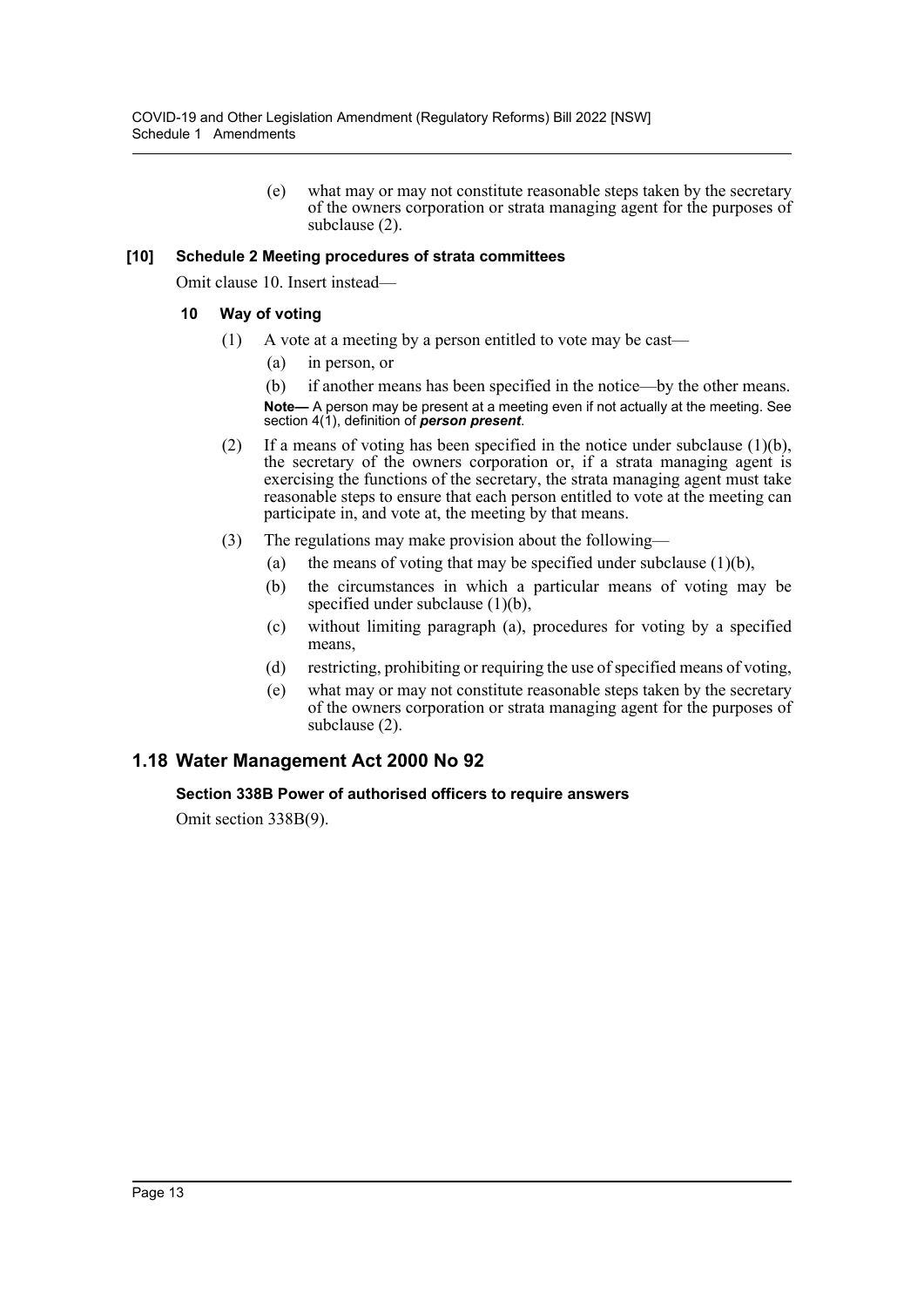(e) what may or may not constitute reasonable steps taken by the secretary of the owners corporation or strata managing agent for the purposes of subclause (2).

**[10] Schedule 2 Meeting procedures of strata committees**

Omit clause 10. Insert instead—

**10 Way of voting**

(1) A vote at a meeting by a person entitled to vote may be cast—

(a) in person, or

(b) if another means has been specified in the notice—by the other means.

**Note—** A person may be present at a meeting even if not actually at the meeting. See section 4(1), definition of ***person present***.

(2) If a means of voting has been specified in the notice under subclause (1)(b), the secretary of the owners corporation or, if a strata managing agent is exercising the functions of the secretary, the strata managing agent must take reasonable steps to ensure that each person entitled to vote at the meeting can participate in, and vote at, the meeting by that means.

(3) The regulations may make provision about the following—

(a) the means of voting that may be specified under subclause (1)(b),

(b) the circumstances in which a particular means of voting may be specified under subclause (1)(b),

(c) without limiting paragraph (a), procedures for voting by a specified means,

(d) restricting, prohibiting or requiring the use of specified means of voting,

(e) what may or may not constitute reasonable steps taken by the secretary of the owners corporation or strata managing agent for the purposes of subclause (2).

## 1.18 Water Management Act 2000 No 92

**Section 338B Power of authorised officers to require answers**

Omit section 338B(9).